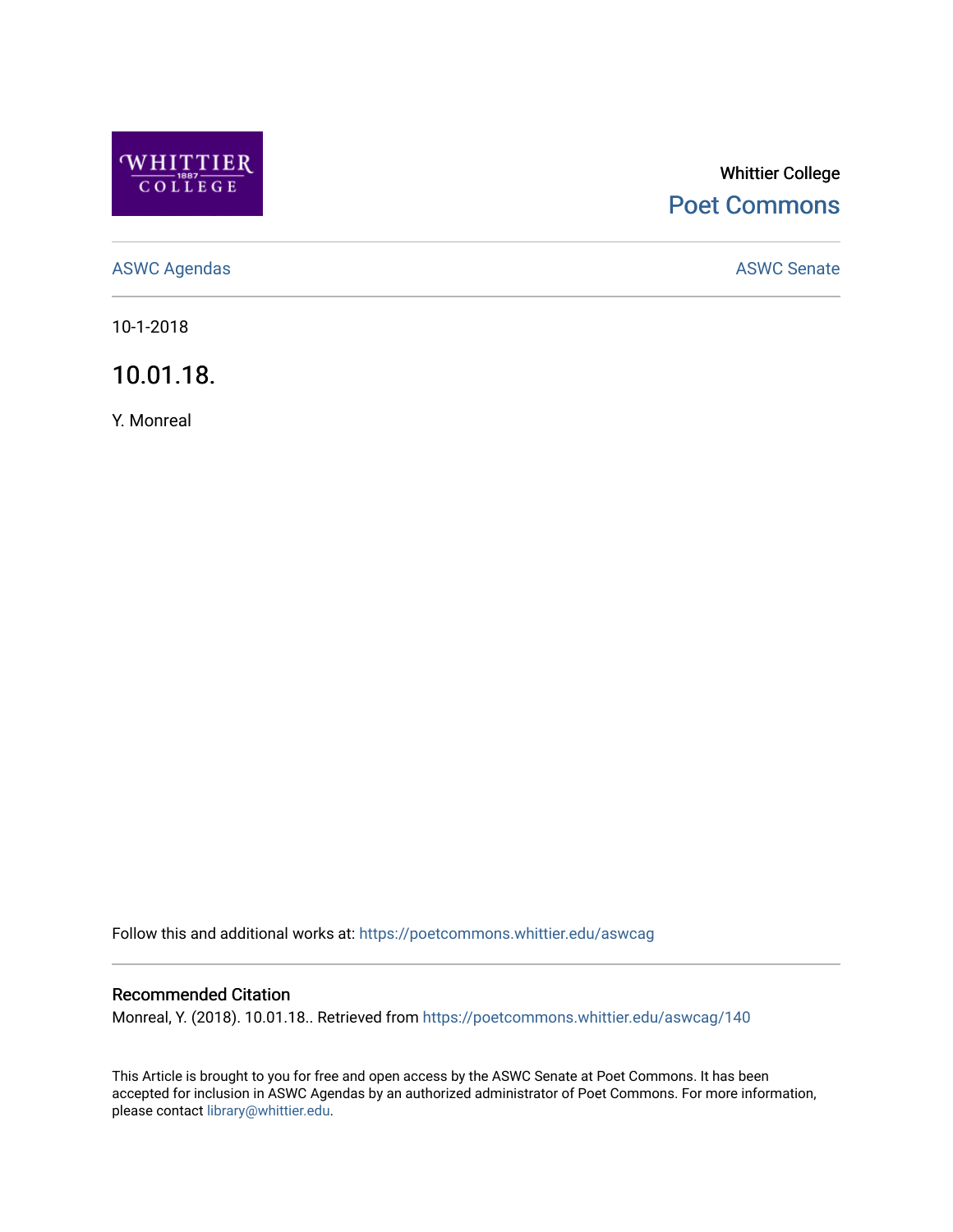Whittier College

Poet Commons

ASWC Agendas

ASWC Senate

10-1-2018

# 10.01.18.

Y. Monreal

Follow this and additional works at: https://poetcommons.whittier.edu/aswcag

### Recommended Citation

Monreal, Y. (2018). 10.01.18.. Retrieved from https://poetcommons.whittier.edu/aswcag/140

This Article is brought to you for free and open access by the ASWC Senate at Poet Commons. It has been accepted for inclusion in ASWC Agendas by an authorized administrator of Poet Commons. For more information, please contact library@whittier.edu.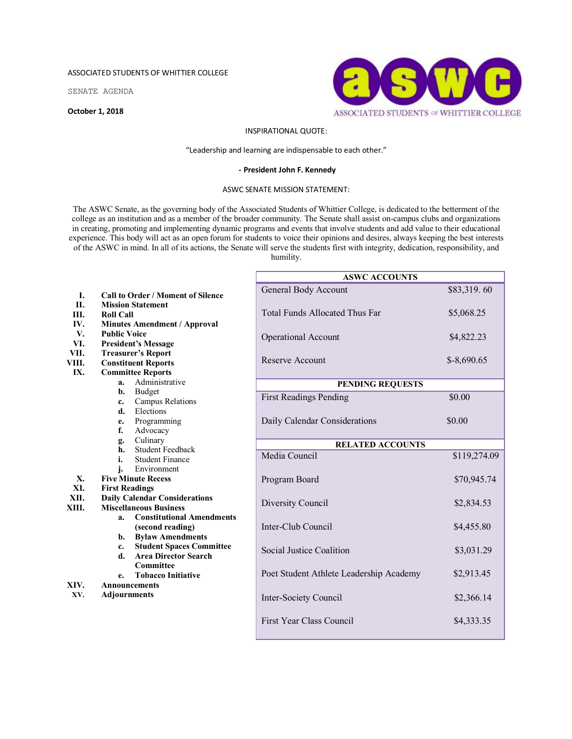ASSOCIATED STUDENTS OF WHITTIER COLLEGE

SENATE AGENDA

**October 1, 2018**

INSPIRATIONAL QUOTE:

"Leadership and learning are indispensable to each other."

**- President John F. Kennedy**

ASWC SENATE MISSION STATEMENT:

The ASWC Senate, as the governing body of the Associated Students of Whittier College, is dedicated to the betterment of the college as an institution and as a member of the broader community. The Senate shall assist on-campus clubs and organizations in creating, promoting and implementing dynamic programs and events that involve students and add value to their educational experience. This body will act as an open forum for students to voice their opinions and desires, always keeping the best interests of the ASWC in mind. In all of its actions, the Senate will serve the students first with integrity, dedication, responsibility, and humility.

- **I. Call to Order / Moment of Silence**
- **II. Mission Statement**
- **III. Roll Call**
- **IV. Minutes Amendment / Approval**
- **V. Public Voice**
- **VI. President's Message**
- **VII. Treasurer's Report**
- **VIII. Constituent Reports**
- **IX. Committee Reports**
  - a. Administrative
  - b. Budget
  - c. Campus Relations
  - d. Elections
  - e. Programming
  - f. Advocacy
  - g. Culinary
  - h. Student Feedback
  - i. Student Finance
  - j. Environment
- **X. Five Minute Recess**
- **XI. First Readings**
- **XII. Daily Calendar Considerations**
- **XIII. Miscellaneous Business**
  - **a. Constitutional Amendments (second reading)**
  - **b. Bylaw Amendments**
  - **c. Student Spaces Committee**
  - **d. Area Director Search Committee**
  - **e. Tobacco Initiative**
- **XIV. Announcements**
- **XV. Adjournments**

| **ASWC ACCOUNTS** | |
|---|---|
| General Body Account | $83,319. 60 |
| Total Funds Allocated Thus Far | $5,068.25 |
| Operational Account | $4,822.23 |
| Reserve Account | $-8,690.65 |
| **PENDING REQUESTS** | |
| First Readings Pending | $0.00 |
| Daily Calendar Considerations | $0.00 |
| **RELATED ACCOUNTS** | |
| Media Council | $119,274.09 |
| Program Board | $70,945.74 |
| Diversity Council | $2,834.53 |
| Inter-Club Council | $4,455.80 |
| Social Justice Coalition | $3,031.29 |
| Poet Student Athlete Leadership Academy | $2,913.45 |
| Inter-Society Council | $2,366.14 |
| First Year Class Council | $4,333.35 |